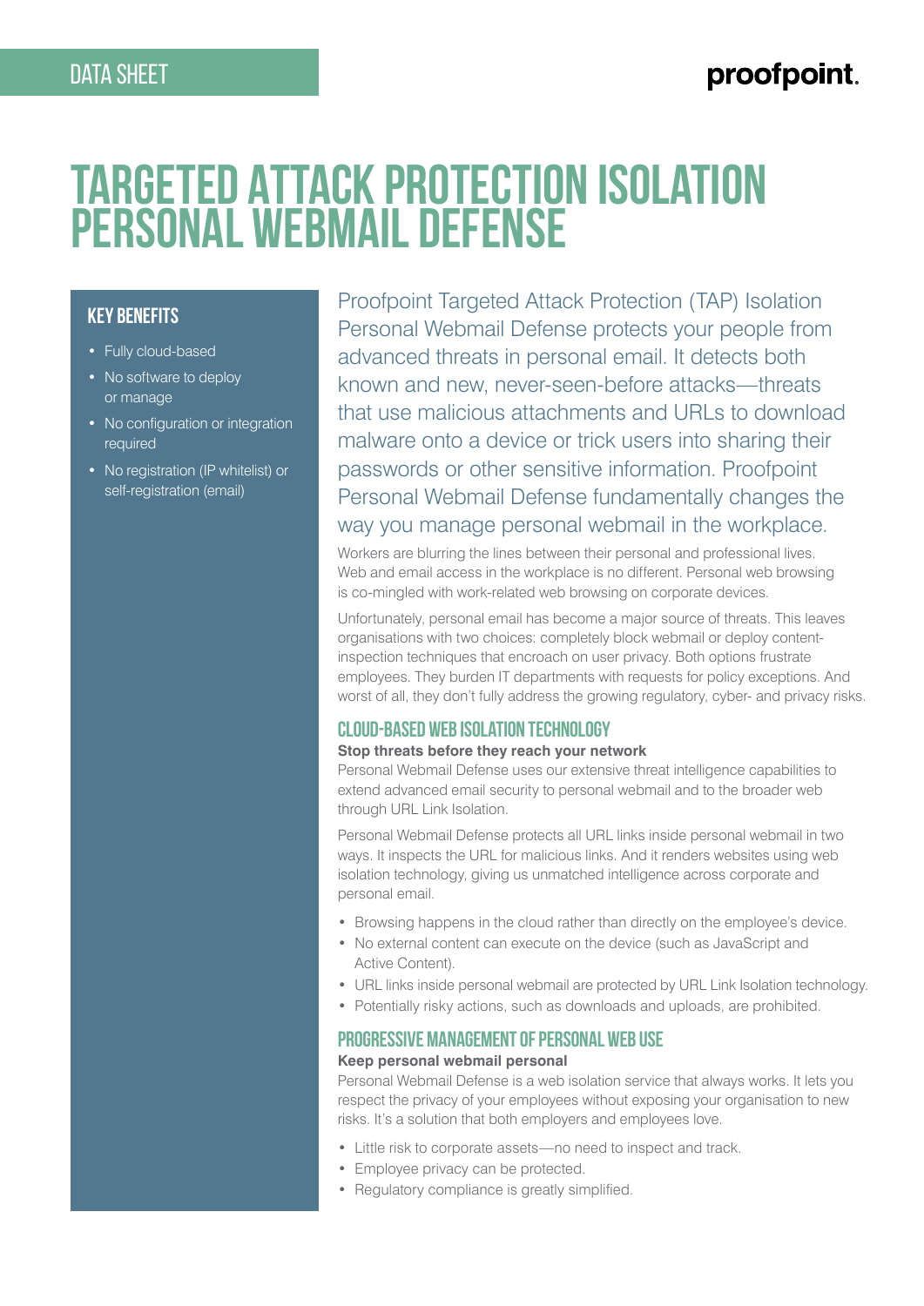DATA SHEET

# TARGETED ATTACK PROTECTION ISOLATION PERSONAL WEBMAIL DEFENSE

## KEY BENEFITS

- Fully cloud-based
- No software to deploy or manage
- No configuration or integration required
- No registration (IP whitelist) or self-registration (email)

Proofpoint Targeted Attack Protection (TAP) Isolation Personal Webmail Defense protects your people from advanced threats in personal email. It detects both known and new, never-seen-before attacks—threats that use malicious attachments and URLs to download malware onto a device or trick users into sharing their passwords or other sensitive information. Proofpoint Personal Webmail Defense fundamentally changes the way you manage personal webmail in the workplace.

Workers are blurring the lines between their personal and professional lives. Web and email access in the workplace is no different. Personal web browsing is co-mingled with work-related web browsing on corporate devices.

Unfortunately, personal email has become a major source of threats. This leaves organisations with two choices: completely block webmail or deploy content-inspection techniques that encroach on user privacy. Both options frustrate employees. They burden IT departments with requests for policy exceptions. And worst of all, they don't fully address the growing regulatory, cyber- and privacy risks.

## CLOUD-BASED WEB ISOLATION TECHNOLOGY

**Stop threats before they reach your network**

Personal Webmail Defense uses our extensive threat intelligence capabilities to extend advanced email security to personal webmail and to the broader web through URL Link Isolation.

Personal Webmail Defense protects all URL links inside personal webmail in two ways. It inspects the URL for malicious links. And it renders websites using web isolation technology, giving us unmatched intelligence across corporate and personal email.

- Browsing happens in the cloud rather than directly on the employee's device.
- No external content can execute on the device (such as JavaScript and Active Content).
- URL links inside personal webmail are protected by URL Link Isolation technology.
- Potentially risky actions, such as downloads and uploads, are prohibited.

## PROGRESSIVE MANAGEMENT OF PERSONAL WEB USE

**Keep personal webmail personal**

Personal Webmail Defense is a web isolation service that always works. It lets you respect the privacy of your employees without exposing your organisation to new risks. It's a solution that both employers and employees love.

- Little risk to corporate assets—no need to inspect and track.
- Employee privacy can be protected.
- Regulatory compliance is greatly simplified.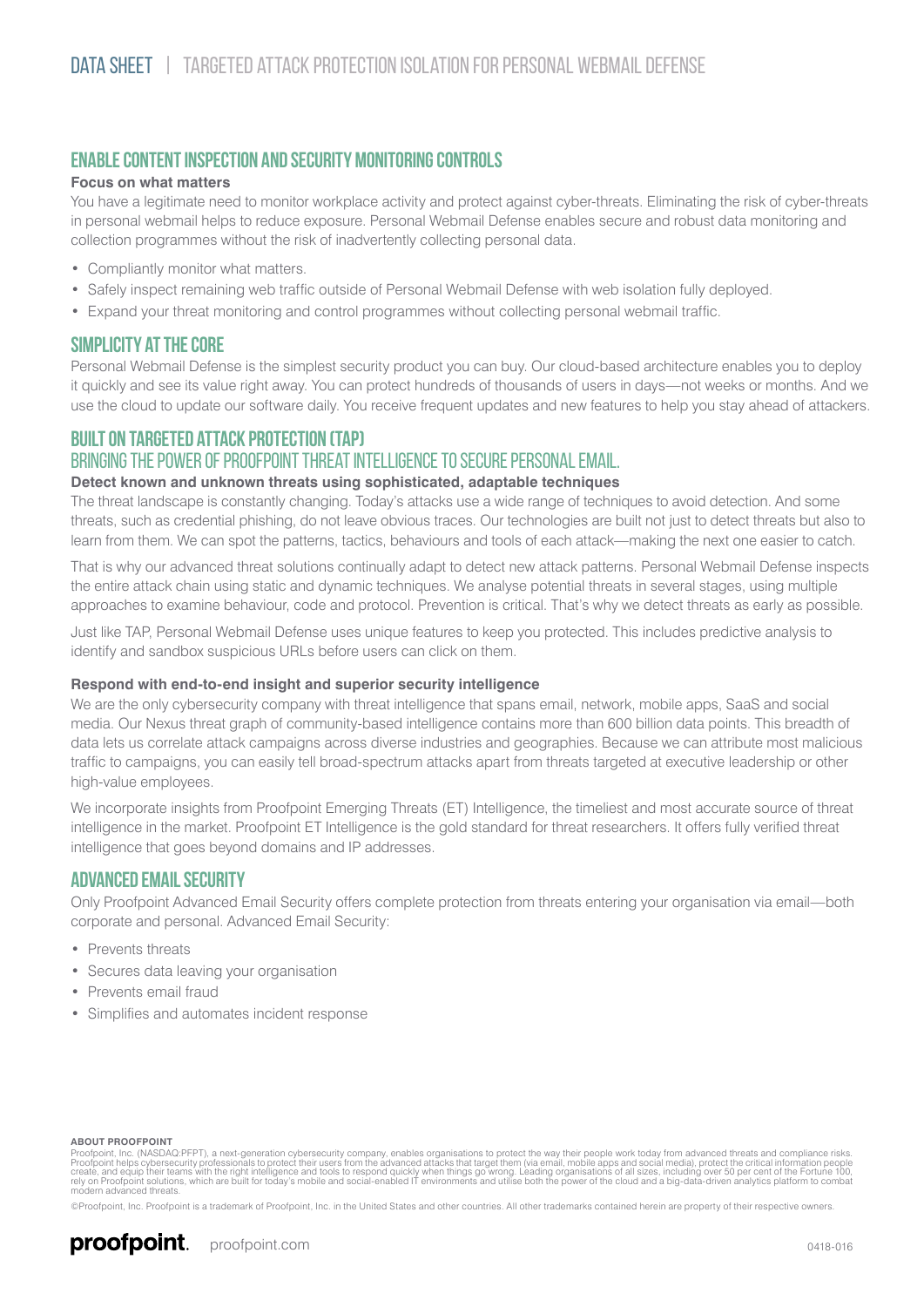## ENABLE CONTENT INSPECTION AND SECURITY MONITORING CONTROLS

**Focus on what matters**

You have a legitimate need to monitor workplace activity and protect against cyber-threats. Eliminating the risk of cyber-threats in personal webmail helps to reduce exposure. Personal Webmail Defense enables secure and robust data monitoring and collection programmes without the risk of inadvertently collecting personal data.

- Compliantly monitor what matters.
- Safely inspect remaining web traffic outside of Personal Webmail Defense with web isolation fully deployed.
- Expand your threat monitoring and control programmes without collecting personal webmail traffic.

## SIMPLICITY AT THE CORE

Personal Webmail Defense is the simplest security product you can buy. Our cloud-based architecture enables you to deploy it quickly and see its value right away. You can protect hundreds of thousands of users in days—not weeks or months. And we use the cloud to update our software daily. You receive frequent updates and new features to help you stay ahead of attackers.

## BUILT ON TARGETED ATTACK PROTECTION (TAP)

### BRINGING THE POWER OF PROOFPOINT THREAT INTELLIGENCE TO SECURE PERSONAL EMAIL.

**Detect known and unknown threats using sophisticated, adaptable techniques**

The threat landscape is constantly changing. Today's attacks use a wide range of techniques to avoid detection. And some threats, such as credential phishing, do not leave obvious traces. Our technologies are built not just to detect threats but also to learn from them. We can spot the patterns, tactics, behaviours and tools of each attack—making the next one easier to catch.

That is why our advanced threat solutions continually adapt to detect new attack patterns. Personal Webmail Defense inspects the entire attack chain using static and dynamic techniques. We analyse potential threats in several stages, using multiple approaches to examine behaviour, code and protocol. Prevention is critical. That's why we detect threats as early as possible.

Just like TAP, Personal Webmail Defense uses unique features to keep you protected. This includes predictive analysis to identify and sandbox suspicious URLs before users can click on them.

**Respond with end-to-end insight and superior security intelligence**

We are the only cybersecurity company with threat intelligence that spans email, network, mobile apps, SaaS and social media. Our Nexus threat graph of community-based intelligence contains more than 600 billion data points. This breadth of data lets us correlate attack campaigns across diverse industries and geographies. Because we can attribute most malicious traffic to campaigns, you can easily tell broad-spectrum attacks apart from threats targeted at executive leadership or other high-value employees.

We incorporate insights from Proofpoint Emerging Threats (ET) Intelligence, the timeliest and most accurate source of threat intelligence in the market. Proofpoint ET Intelligence is the gold standard for threat researchers. It offers fully verified threat intelligence that goes beyond domains and IP addresses.

## ADVANCED EMAIL SECURITY

Only Proofpoint Advanced Email Security offers complete protection from threats entering your organisation via email—both corporate and personal. Advanced Email Security:

- Prevents threats
- Secures data leaving your organisation
- Prevents email fraud
- Simplifies and automates incident response

**ABOUT PROOFPOINT**

Proofpoint, Inc. (NASDAQ:PFPT), a next-generation cybersecurity company, enables organisations to protect the way their people work today from advanced threats and compliance risks. Proofpoint helps cybersecurity professionals to protect their users from the advanced attacks that target them (via email, mobile apps and social media), protect the critical information people create, and equip their teams with the right intelligence and tools to respond quickly when things go wrong. Leading organisations of all sizes, including over 50 per cent of the Fortune 100, rely on Proofpoint solutions, which are built for today's mobile and social-enabled IT environments and utilise both the power of the cloud and a big-data-driven analytics platform to combat modern advanced threats.

©Proofpoint, Inc. Proofpoint is a trademark of Proofpoint, Inc. in the United States and other countries. All other trademarks contained herein are property of their respective owners.

proofpoint. proofpoint.com

0418-016